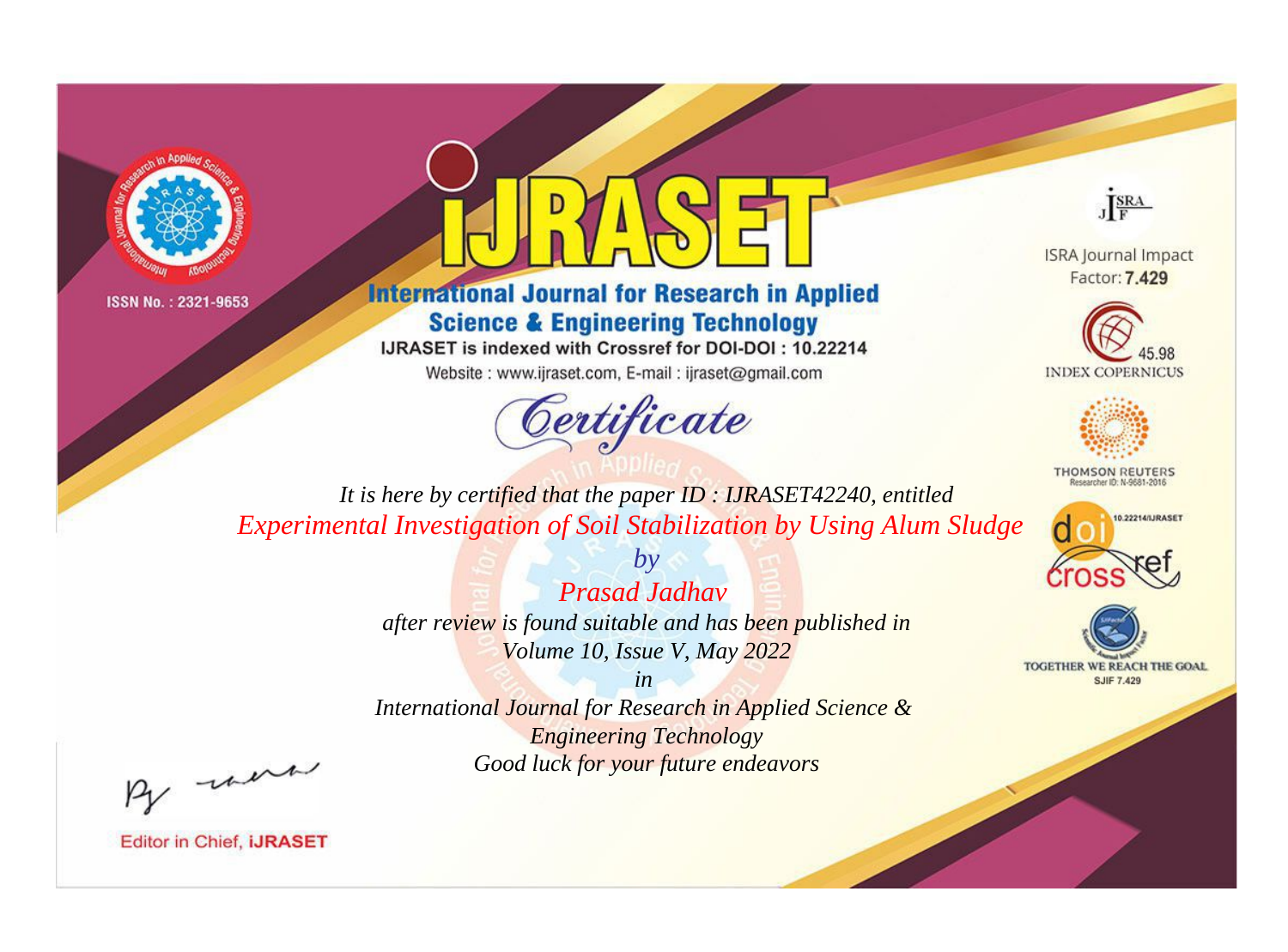ISSN No. : 2321-9653

# iJRASET

## International Journal for Research in Applied Science & Engineering Technology

IJRASET is indexed with Crossref for DOI-DOI : 10.22214

Website : www.ijraset.com, E-mail : ijraset@gmail.com

ISRA Journal Impact Factor: **7.429**

45.98 INDEX COPERNICUS

THOMSON REUTERS Researcher ID: N-9681-2016

10.22214/IJRASET

TOGETHER WE REACH THE GOAL SJIF 7.429

# *Certificate*

*It is here by certified that the paper ID : IJRASET42240, entitled*

*Experimental Investigation of Soil Stabilization by Using Alum Sludge*

*by*

*Prasad Jadhav*

*after review is found suitable and has been published in*

*Volume 10, Issue V, May 2022*

*in*

*International Journal for Research in Applied Science & Engineering Technology*

*Good luck for your future endeavors*

Editor in Chief, **iJRASET**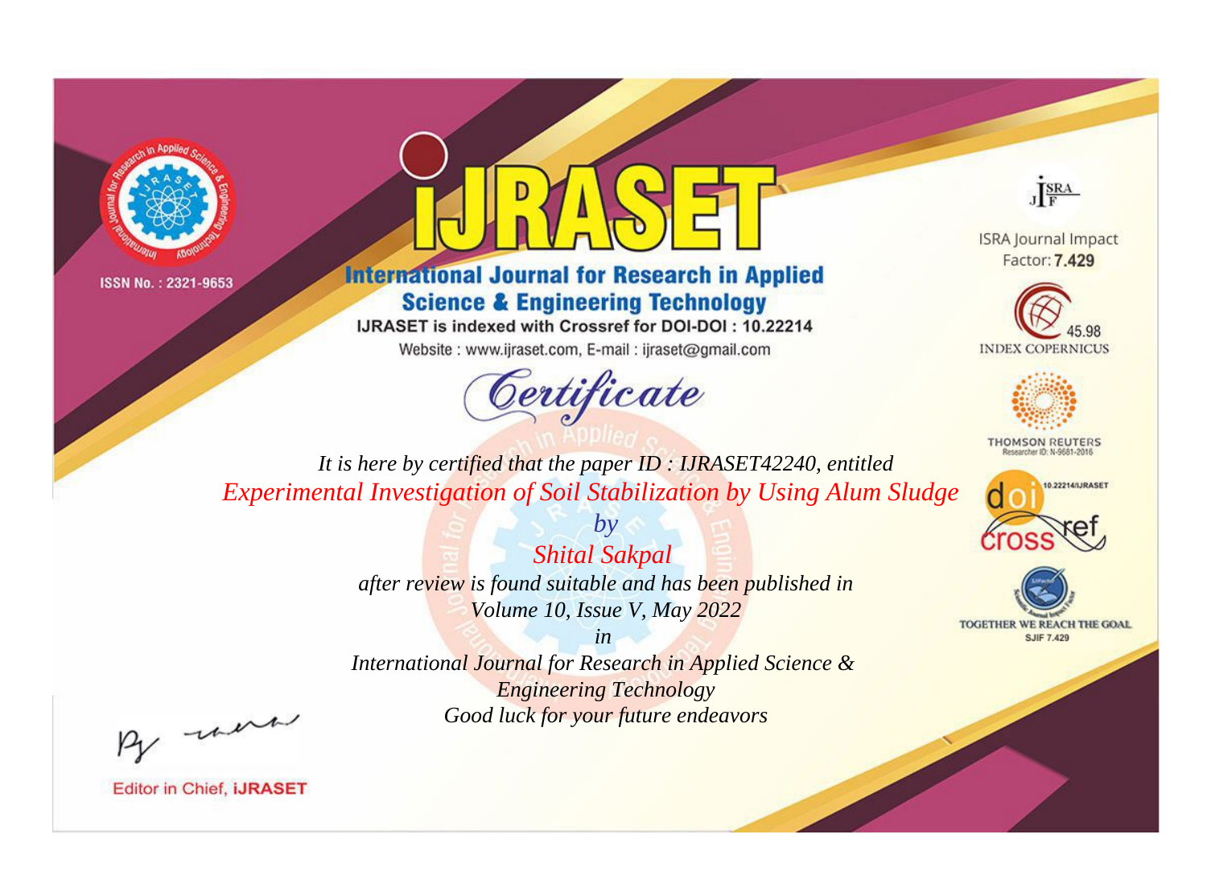ISSN No. : 2321-9653

# IJRASET

## International Journal for Research in Applied Science & Engineering Technology

IJRASET is indexed with Crossref for DOI-DOI : 10.22214

Website : www.ijraset.com, E-mail : ijraset@gmail.com

ISRA Journal Impact Factor: **7.429**

45.98 INDEX COPERNICUS

THOMSON REUTERS Researcher ID: N-9681-2016

10.22214/IJRASET

TOGETHER WE REACH THE GOAL SJIF 7.429

*Certificate*

*It is here by certified that the paper ID : IJRASET42240, entitled*

*Experimental Investigation of Soil Stabilization by Using Alum Sludge*

*by*

*Shital Sakpal*

*after review is found suitable and has been published in*

*Volume 10, Issue V, May 2022*

*in*

*International Journal for Research in Applied Science & Engineering Technology*

*Good luck for your future endeavors*

Editor in Chief, **iJRASET**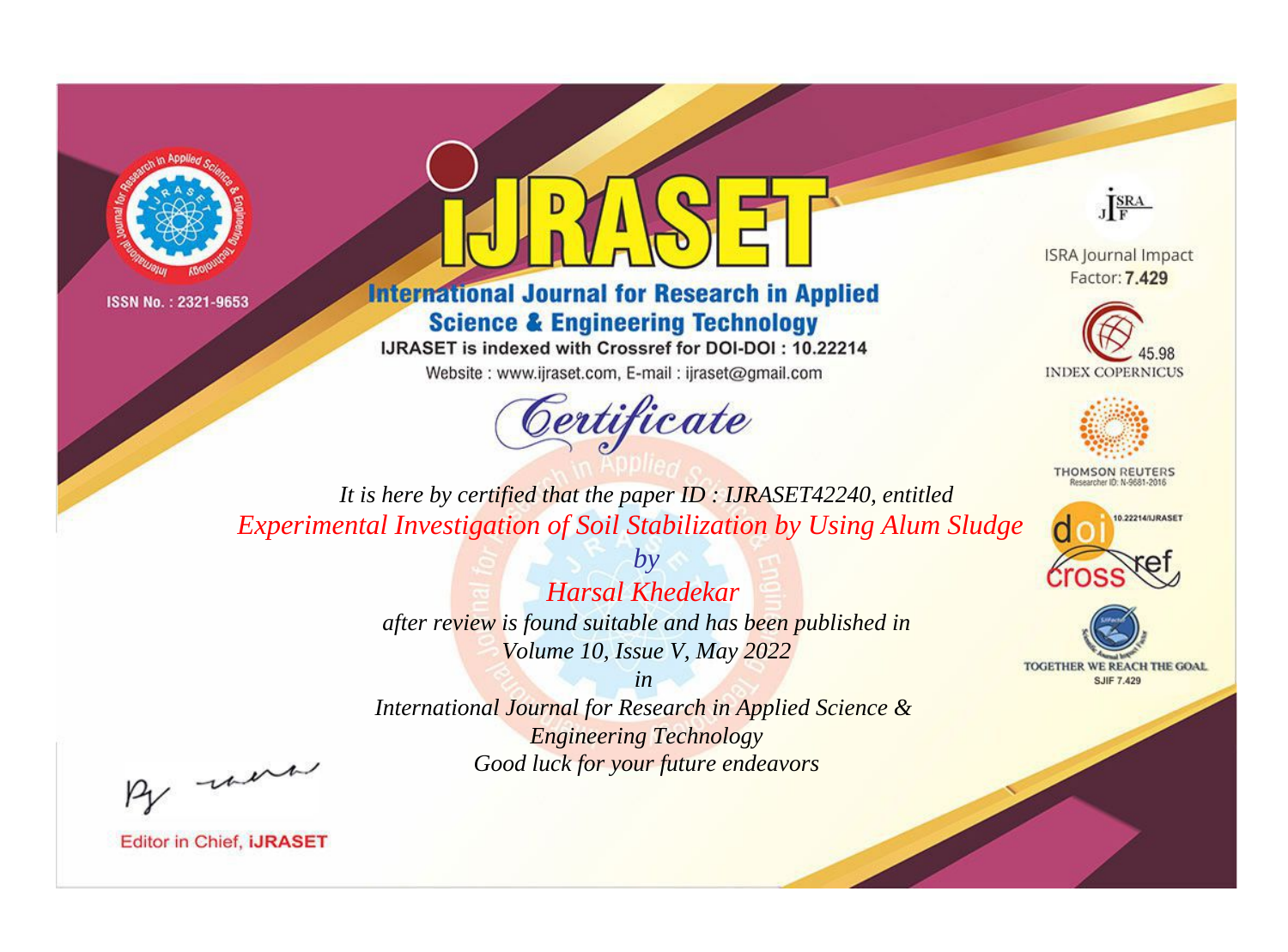ISSN No. : 2321-9653

# iJRASET

## International Journal for Research in Applied Science & Engineering Technology

IJRASET is indexed with Crossref for DOI-DOI : 10.22214

Website : www.ijraset.com, E-mail : ijraset@gmail.com

# *Certificate*

*It is here by certified that the paper ID : IJRASET42240, entitled*

*Experimental Investigation of Soil Stabilization by Using Alum Sludge*

*by*

*Harsal Khedekar*

*after review is found suitable and has been published in*

*Volume 10, Issue V, May 2022*

*in*

*International Journal for Research in Applied Science & Engineering Technology*

*Good luck for your future endeavors*

ISRA Journal Impact Factor: **7.429**

45.98 INDEX COPERNICUS

THOMSON REUTERS Researcher ID: N-9681-2016

10.22214/IJRASET

TOGETHER WE REACH THE GOAL SJIF 7.429

Editor in Chief, **iJRASET**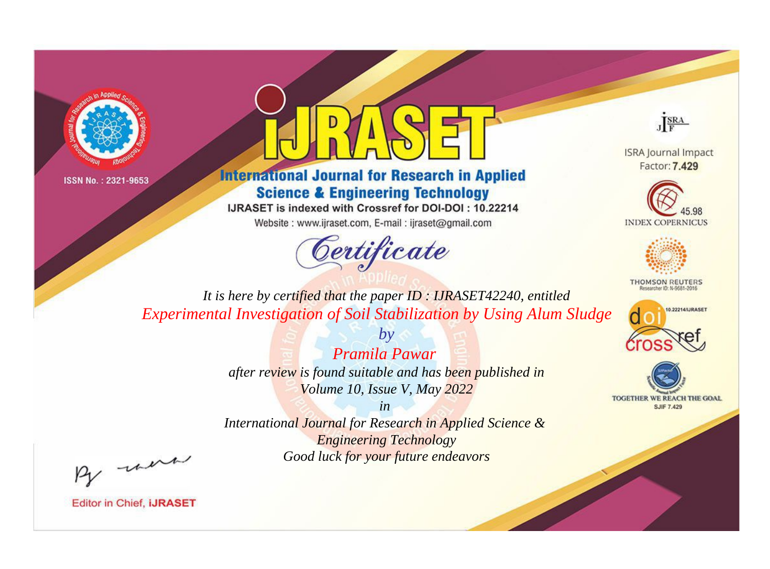ISSN No. : 2321-9653

# iJRASET

## International Journal for Research in Applied Science & Engineering Technology

IJRASET is indexed with Crossref for DOI-DOI : 10.22214

Website : www.ijraset.com, E-mail : ijraset@gmail.com

ISRA Journal Impact Factor: **7.429**

45.98 INDEX COPERNICUS

THOMSON REUTERS Researcher ID: N-9681-2016

10.22214/IJRASET

TOGETHER WE REACH THE GOAL SJIF 7.429

*Certificate*

*It is here by certified that the paper ID : IJRASET42240, entitled*

*Experimental Investigation of Soil Stabilization by Using Alum Sludge*

*by*

*Pramila Pawar*

*after review is found suitable and has been published in*

*Volume 10, Issue V, May 2022*

*in*

*International Journal for Research in Applied Science & Engineering Technology*

*Good luck for your future endeavors*

Editor in Chief, **iJRASET**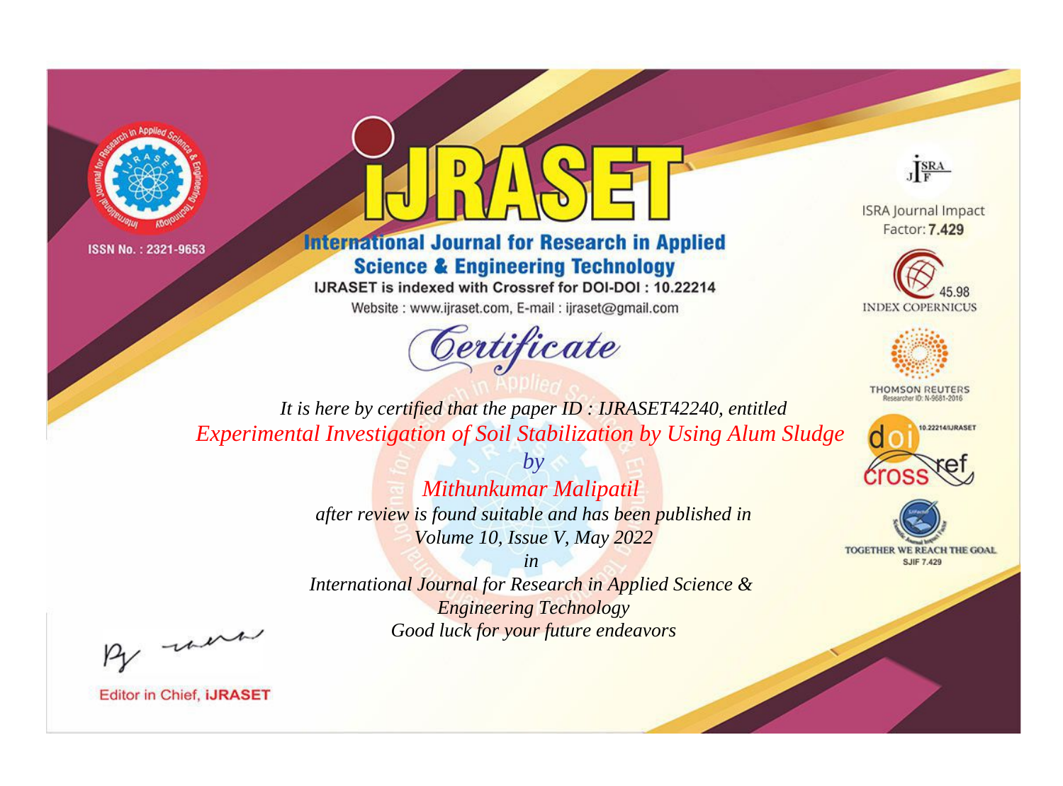ISSN No. : 2321-9653

# IJRASET

## International Journal for Research in Applied Science & Engineering Technology

IJRASET is indexed with Crossref for DOI-DOI : 10.22214

Website : www.ijraset.com, E-mail : ijraset@gmail.com

*Certificate*

*It is here by certified that the paper ID : IJRASET42240, entitled*

*Experimental Investigation of Soil Stabilization by Using Alum Sludge*

*by*

*Mithunkumar Malipatil*

*after review is found suitable and has been published in*

*Volume 10, Issue V, May 2022*

*in*

*International Journal for Research in Applied Science & Engineering Technology*

*Good luck for your future endeavors*

ISRA Journal Impact Factor: **7.429**

45.98 INDEX COPERNICUS

THOMSON REUTERS Researcher ID: N-9681-2016

10.22214/IJRASET

TOGETHER WE REACH THE GOAL SJIF 7.429

Editor in Chief, **iJRASET**